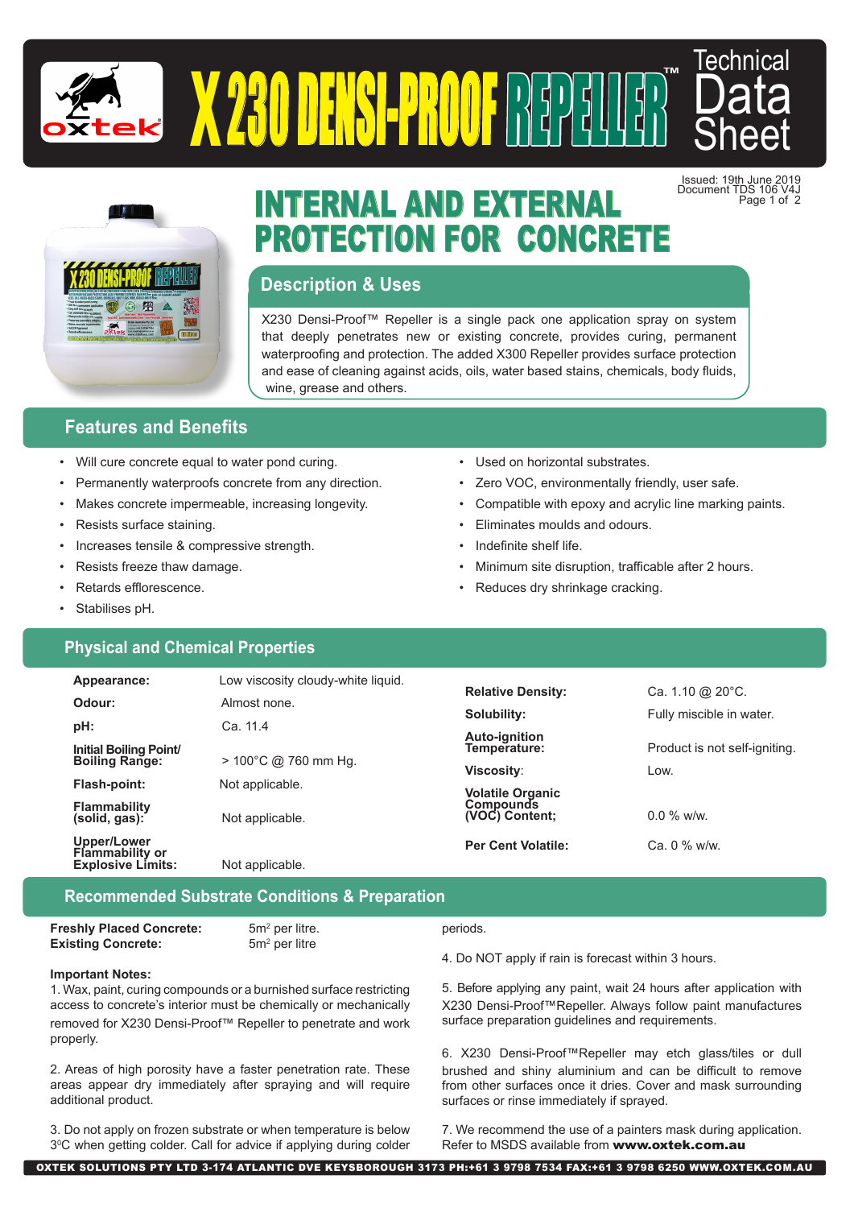# X230 DENSI-PROOF REPELLER™ Technical Data Sheet

Issued: 19th June 2019
Document TDS 106 V4J

## INTERNAL AND EXTERNAL PROTECTION FOR CONCRETE

### Description & Uses

X230 Densi-Proof™ Repeller is a single pack one application spray on system that deeply penetrates new or existing concrete, provides curing, permanent waterproofing and protection. The added X300 Repeller provides surface protection and ease of cleaning against acids, oils, water based stains, chemicals, body fluids, wine, grease and others.

## Features and Benefits

- Will cure concrete equal to water pond curing.
- Permanently waterproofs concrete from any direction.
- Makes concrete impermeable, increasing longevity.
- Resists surface staining.
- Increases tensile & compressive strength.
- Resists freeze thaw damage.
- Retards efflorescence.
- Stabilises pH.
- Used on horizontal substrates.
- Zero VOC, environmentally friendly, user safe.
- Compatible with epoxy and acrylic line marking paints.
- Eliminates moulds and odours.
- Indefinite shelf life.
- Minimum site disruption, trafficable after 2 hours.
- Reduces dry shrinkage cracking.

## Physical and Chemical Properties

| Property | Value |
|---|---|
| **Appearance:** | Low viscosity cloudy-white liquid. |
| **Odour:** | Almost none. |
| **pH:** | Ca. 11.4 |
| **Initial Boiling Point/ Boiling Range:** | > 100°C @ 760 mm Hg. |
| **Flash-point:** | Not applicable. |
| **Flammability (solid, gas):** | Not applicable. |
| **Upper/Lower Flammability or Explosive Limits:** | Not applicable. |
| **Relative Density:** | Ca. 1.10 @ 20°C. |
| **Solubility:** | Fully miscible in water. |
| **Auto-ignition Temperature:** | Product is not self-igniting. |
| **Viscosity:** | Low. |
| **Volatile Organic Compounds (VOC) Content;** | 0.0 % w/w. |
| **Per Cent Volatile:** | Ca. 0 % w/w. |

## Recommended Substrate Conditions & Preparation

| | |
|---|---|
| **Freshly Placed Concrete:** | 5m² per litre. |
| **Existing Concrete:** | 5m² per litre |

**Important Notes:**

1. Wax, paint, curing compounds or a burnished surface restricting access to concrete's interior must be chemically or mechanically removed for X230 Densi-Proof™ Repeller to penetrate and work properly.

2. Areas of high porosity have a faster penetration rate. These areas appear dry immediately after spraying and will require additional product.

3. Do not apply on frozen substrate or when temperature is below 3°C when getting colder. Call for advice if applying during colder periods.

4. Do NOT apply if rain is forecast within 3 hours.

5. Before applying any paint, wait 24 hours after application with X230 Densi-Proof™Repeller. Always follow paint manufactures surface preparation guidelines and requirements.

6. X230 Densi-Proof™Repeller may etch glass/tiles or dull brushed and shiny aluminium and can be difficult to remove from other surfaces once it dries. Cover and mask surrounding surfaces or rinse immediately if sprayed.

7. We recommend the use of a painters mask during application. Refer to MSDS available from **www.oxtek.com.au**

OXTEK SOLUTIONS PTY LTD 3-174 ATLANTIC DVE KEYSBOROUGH 3173 PH:+61 3 9798 7534 FAX:+61 3 9798 6250 WWW.OXTEK.COM.AU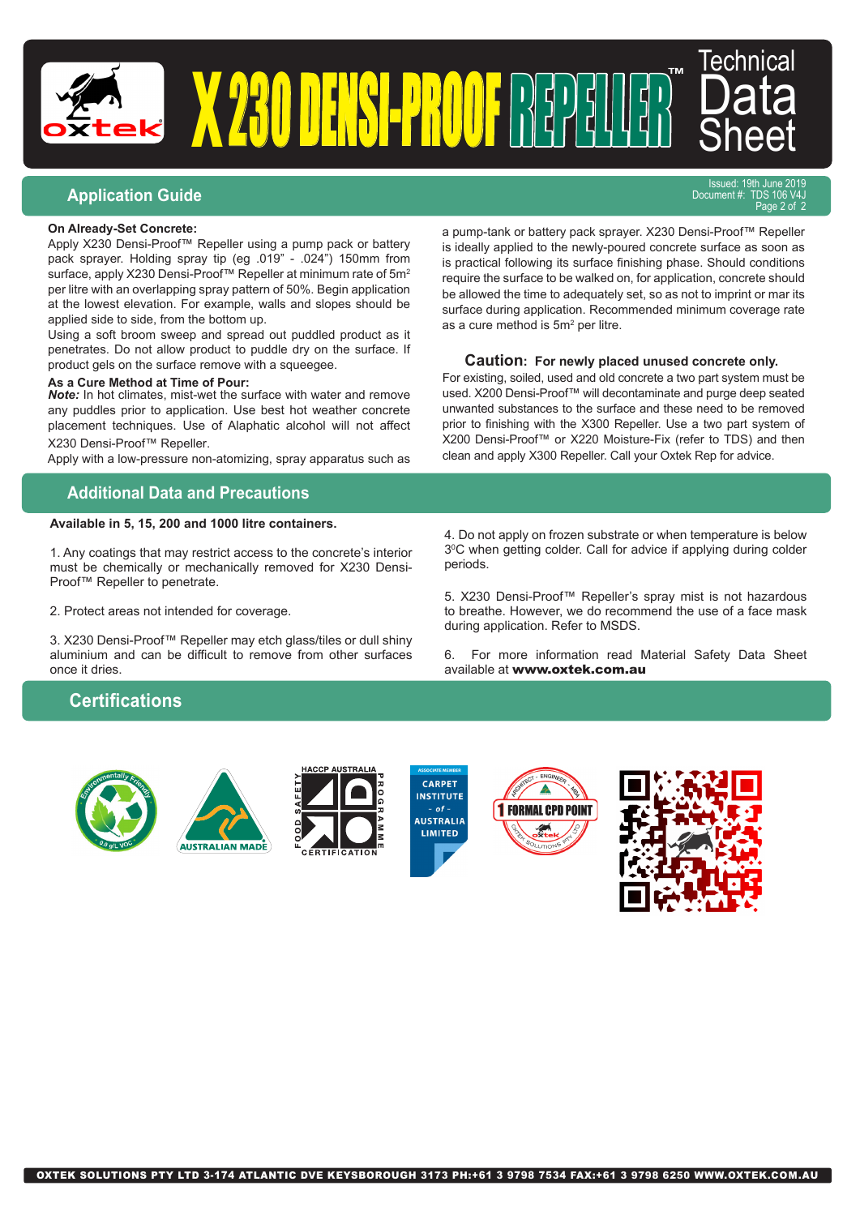# X 230 DENSI-PROOF REPELLER™ Technical Data Sheet

## Application Guide

Issued: 19th June 2019
Document #: TDS 106 V4J

**On Already-Set Concrete:**
Apply X230 Densi-Proof™ Repeller using a pump pack or battery pack sprayer. Holding spray tip (eg .019" - .024") 150mm from surface, apply X230 Densi-Proof™ Repeller at minimum rate of 5m$^2$ per litre with an overlapping spray pattern of 50%. Begin application at the lowest elevation. For example, walls and slopes should be applied side to side, from the bottom up.
Using a soft broom sweep and spread out puddled product as it penetrates. Do not allow product to puddle dry on the surface. If product gels on the surface remove with a squeegee.

**As a Cure Method at Time of Pour:**
***Note:*** In hot climates, mist-wet the surface with water and remove any puddles prior to application. Use best hot weather concrete placement techniques. Use of Alaphatic alcohol will not affect X230 Densi-Proof™ Repeller.
Apply with a low-pressure non-atomizing, spray apparatus such as a pump-tank or battery pack sprayer. X230 Densi-Proof™ Repeller is ideally applied to the newly-poured concrete surface as soon as is practical following its surface finishing phase. Should conditions require the surface to be walked on, for application, concrete should be allowed the time to adequately set, so as not to imprint or mar its surface during application. Recommended minimum coverage rate as a cure method is 5m$^2$ per litre.

**Caution: For newly placed unused concrete only.**
For existing, soiled, used and old concrete a two part system must be used. X200 Densi-Proof™ will decontaminate and purge deep seated unwanted substances to the surface and these need to be removed prior to finishing with the X300 Repeller. Use a two part system of X200 Densi-Proof™ or X220 Moisture-Fix (refer to TDS) and then clean and apply X300 Repeller. Call your Oxtek Rep for advice.

## Additional Data and Precautions

**Available in 5, 15, 200 and 1000 litre containers.**

1. Any coatings that may restrict access to the concrete's interior must be chemically or mechanically removed for X230 Densi-Proof™ Repeller to penetrate.

2. Protect areas not intended for coverage.

3. X230 Densi-Proof™ Repeller may etch glass/tiles or dull shiny aluminium and can be difficult to remove from other surfaces once it dries.

4. Do not apply on frozen substrate or when temperature is below 3$^0$C when getting colder. Call for advice if applying during colder periods.

5. X230 Densi-Proof™ Repeller's spray mist is not hazardous to breathe. However, we do recommend the use of a face mask during application. Refer to MSDS.

6. For more information read Material Safety Data Sheet available at **www.oxtek.com.au**

## Certifications

Environmentally Friendly 0.0 g/L VOC
AUSTRALIAN MADE
HACCP AUSTRALIA FOOD SAFETY PROGRAMME CERTIFICATION
ASSOCIATE MEMBER CARPET INSTITUTE of AUSTRALIA LIMITED
ARCHITECT - ENGINEER - MBA 1 FORMAL CPD POINT OXTEK SOLUTIONS PTY LTD

OXTEK SOLUTIONS PTY LTD 3-174 ATLANTIC DVE KEYSBOROUGH 3173 PH:+61 3 9798 7534 FAX:+61 3 9798 6250 WWW.OXTEK.COM.AU